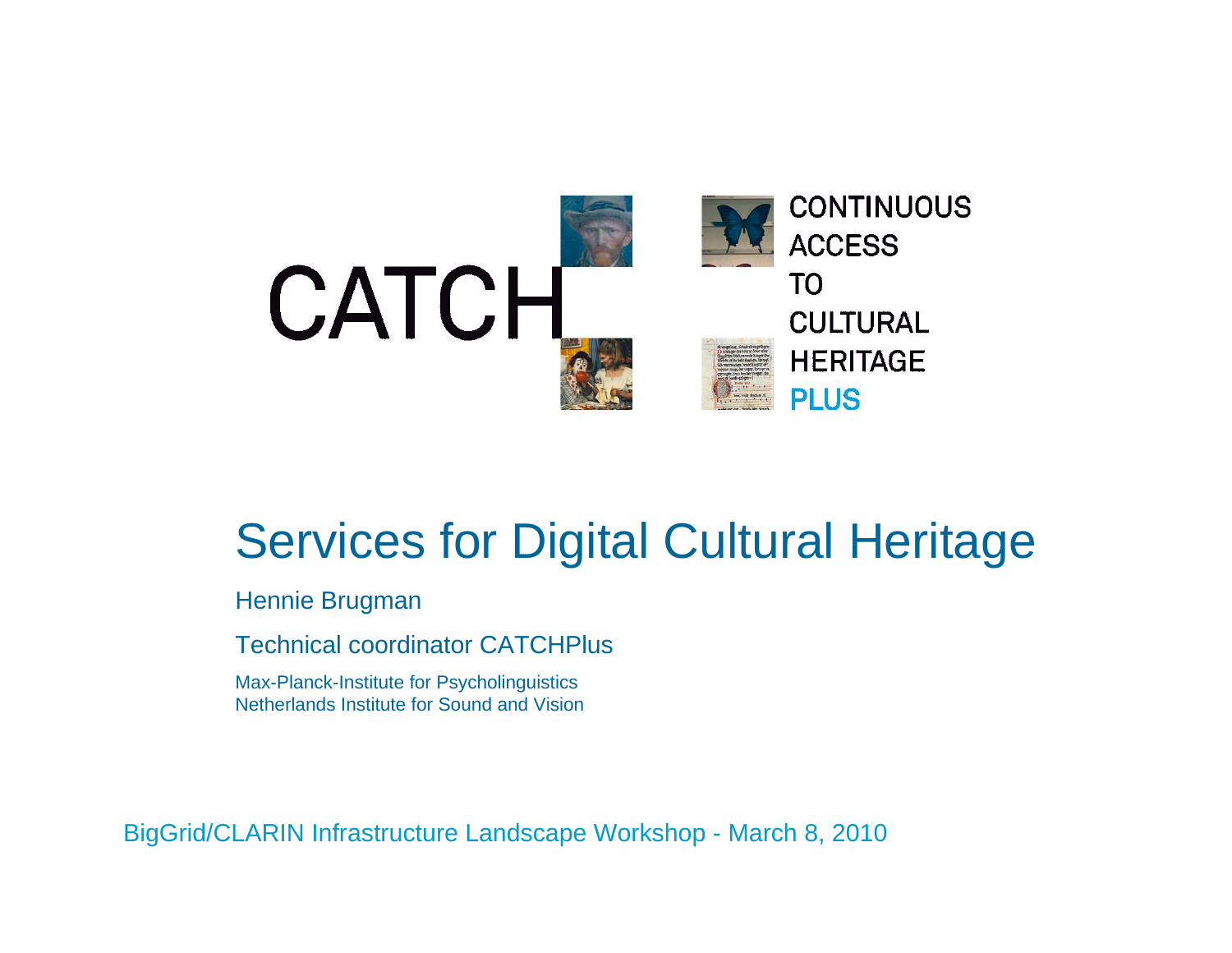CATCH

CONTINUOUS ACCESS TO CULTURAL HERITAGE PLUS

# Services for Digital Cultural Heritage

Hennie Brugman

Technical coordinator CATCHPlus

Max-Planck-Institute for Psycholinguistics
Netherlands Institute for Sound and Vision

BigGrid/CLARIN Infrastructure Landscape Workshop - March 8, 2010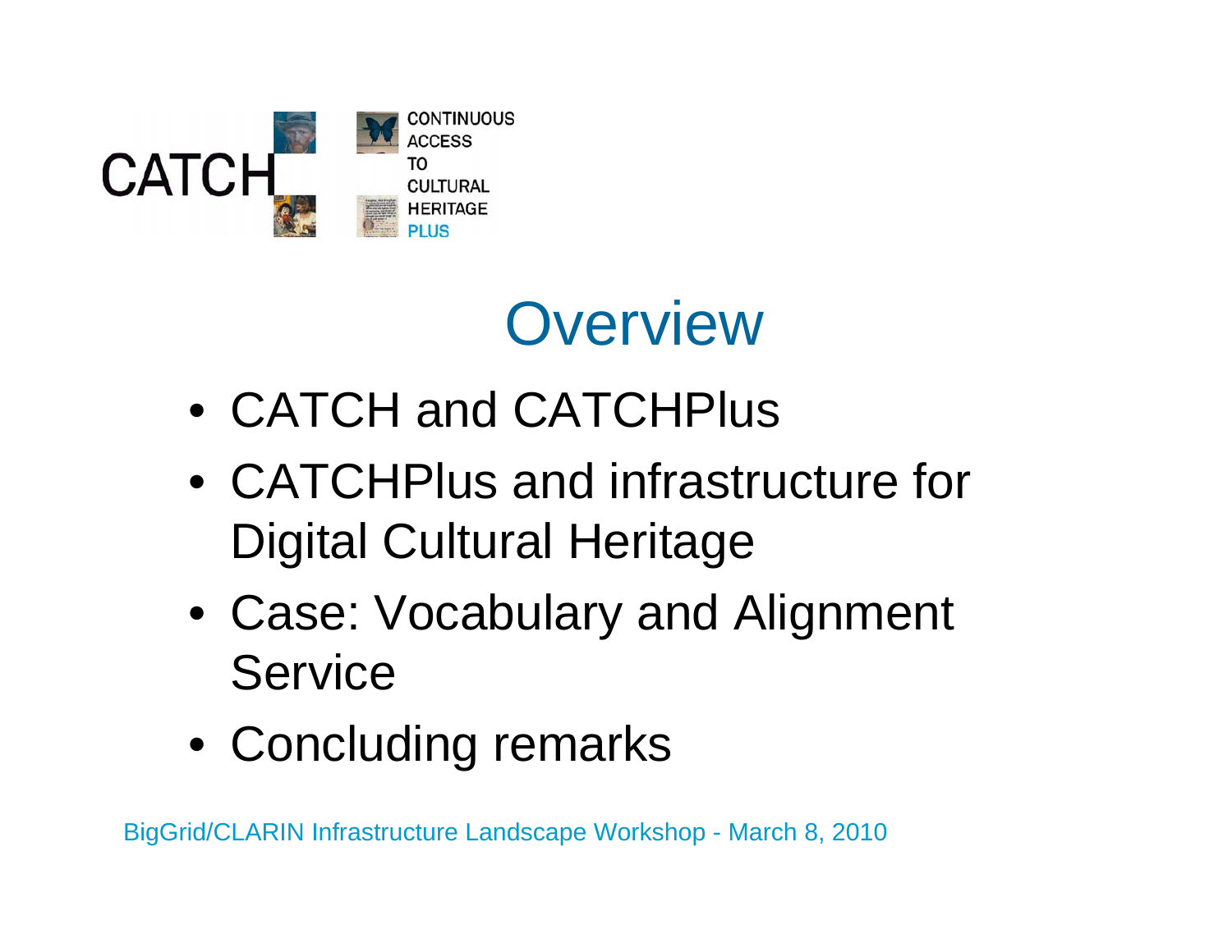# Overview

- CATCH and CATCHPlus
- CATCHPlus and infrastructure for Digital Cultural Heritage
- Case: Vocabulary and Alignment Service
- Concluding remarks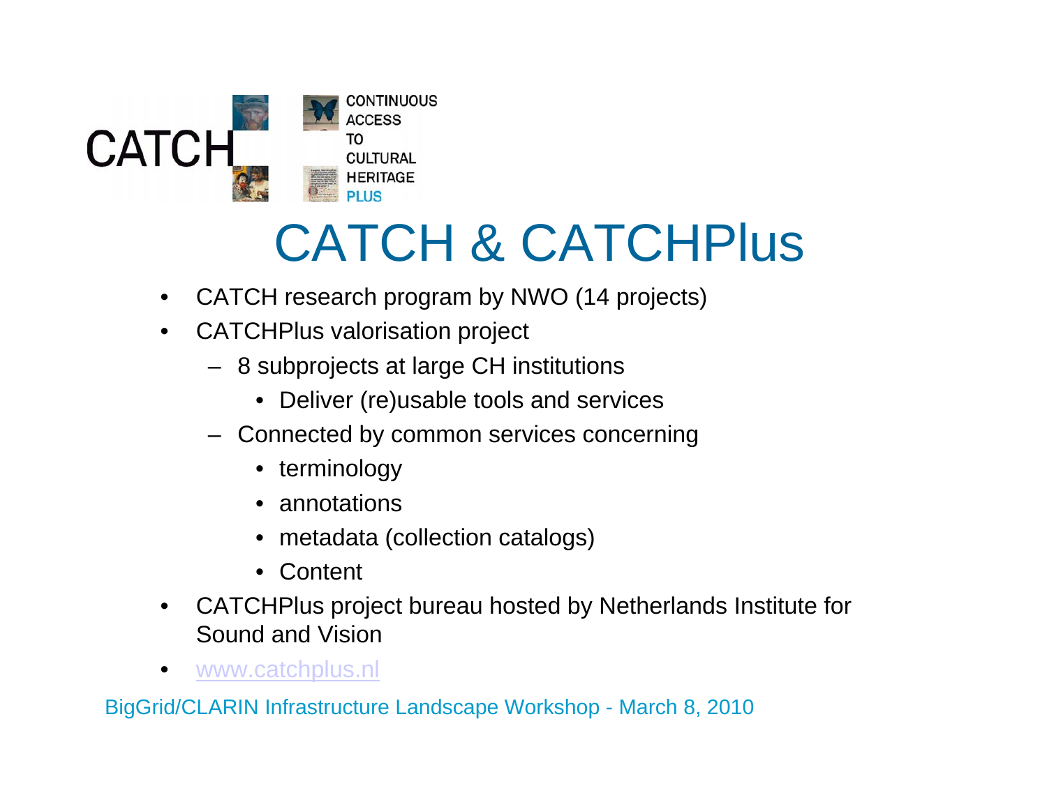CATCH

CONTINUOUS ACCESS TO CULTURAL HERITAGE PLUS

# CATCH & CATCHPlus

- CATCH research program by NWO (14 projects)
- CATCHPlus valorisation project
  - 8 subprojects at large CH institutions
    - Deliver (re)usable tools and services
  - Connected by common services concerning
    - terminology
    - annotations
    - metadata (collection catalogs)
    - Content
- CATCHPlus project bureau hosted by Netherlands Institute for Sound and Vision
- www.catchplus.nl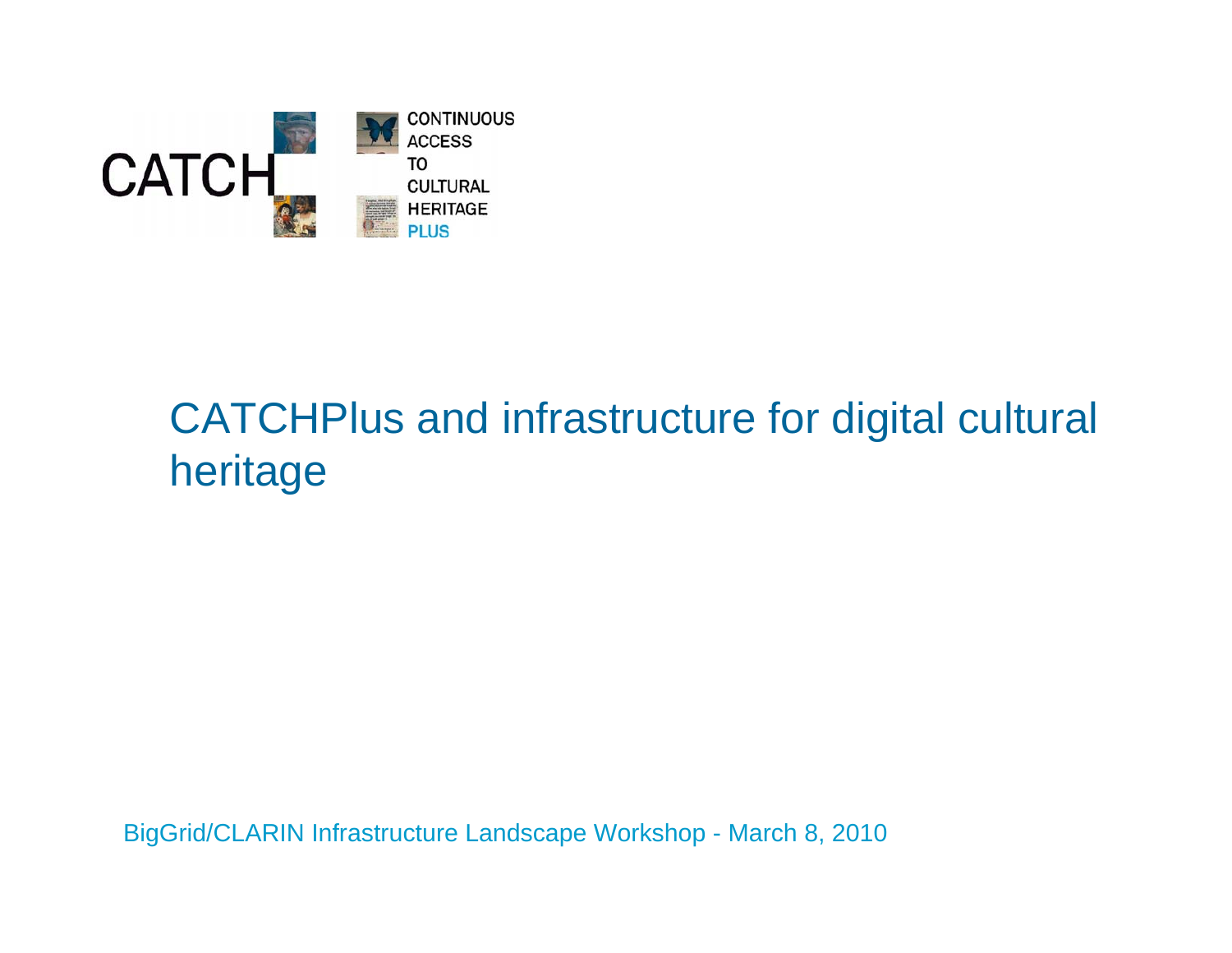CATCH

CONTINUOUS ACCESS TO CULTURAL HERITAGE PLUS

# CATCHPlus and infrastructure for digital cultural heritage

BigGrid/CLARIN Infrastructure Landscape Workshop - March 8, 2010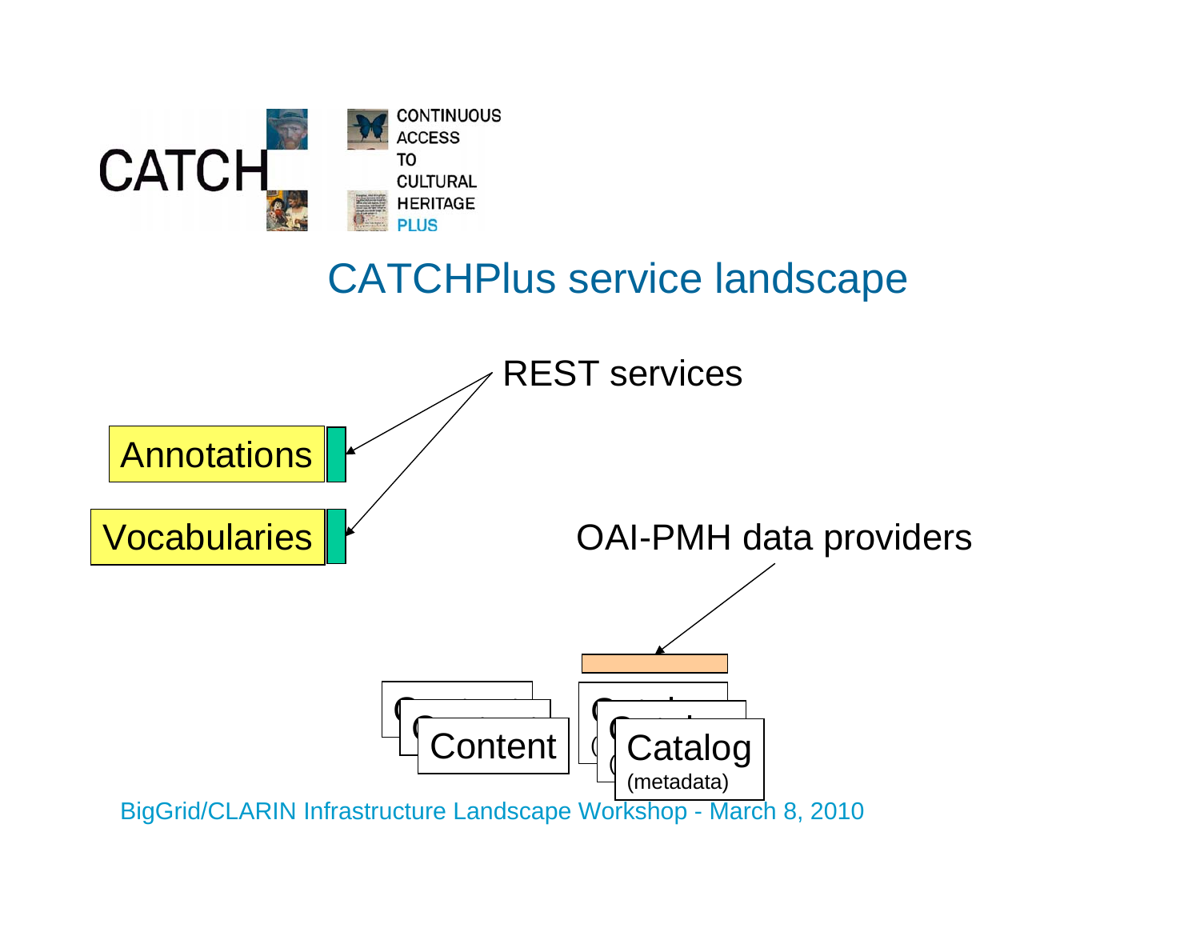CATCH CONTINUOUS ACCESS TO CULTURAL HERITAGE PLUS

# CATCHPlus service landscape

REST services

Annotations

Vocabularies

OAI-PMH data providers

Content

Catalog (metadata)

BigGrid/CLARIN Infrastructure Landscape Workshop - March 8, 2010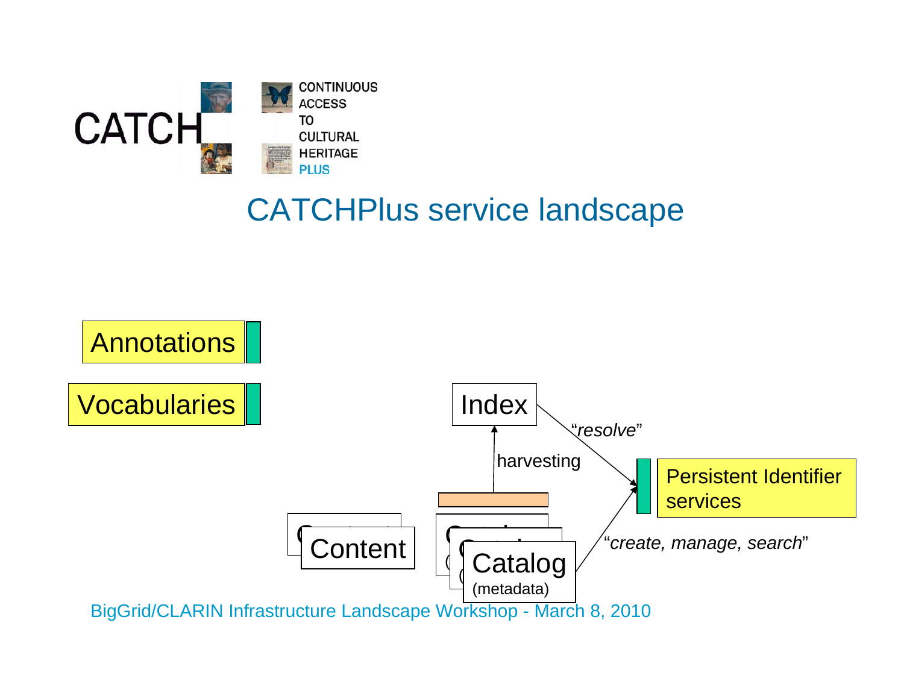CATCH

CONTINUOUS ACCESS TO CULTURAL HERITAGE PLUS

# CATCHPlus service landscape

Annotations

Vocabularies

Index

"*resolve*"

harvesting

Persistent Identifier services

Content

Catalog (metadata)

"*create, manage, search*"

BigGrid/CLARIN Infrastructure Landscape Workshop - March 8, 2010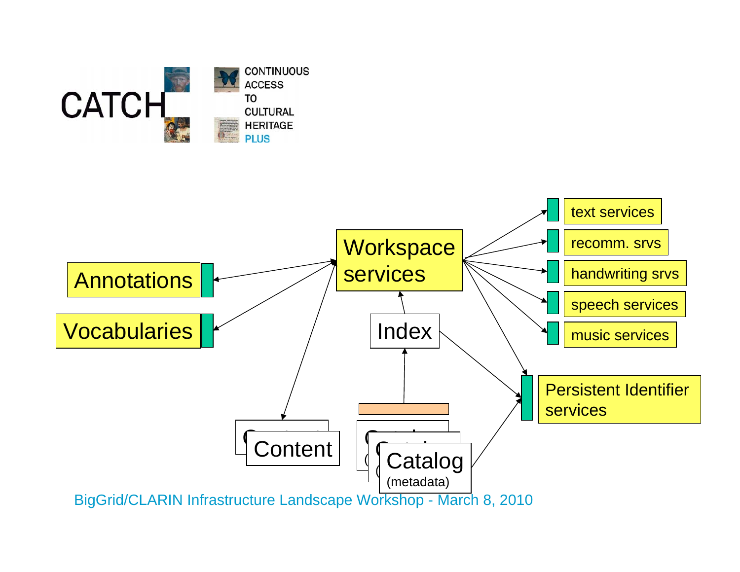CATCH

CONTINUOUS ACCESS TO CULTURAL HERITAGE PLUS

Workspace services

Annotations

Vocabularies

Index

Content

Catalog (metadata)

text services

recomm. srvs

handwriting srvs

speech services

music services

Persistent Identifier services

BigGrid/CLARIN Infrastructure Landscape Workshop - March 8, 2010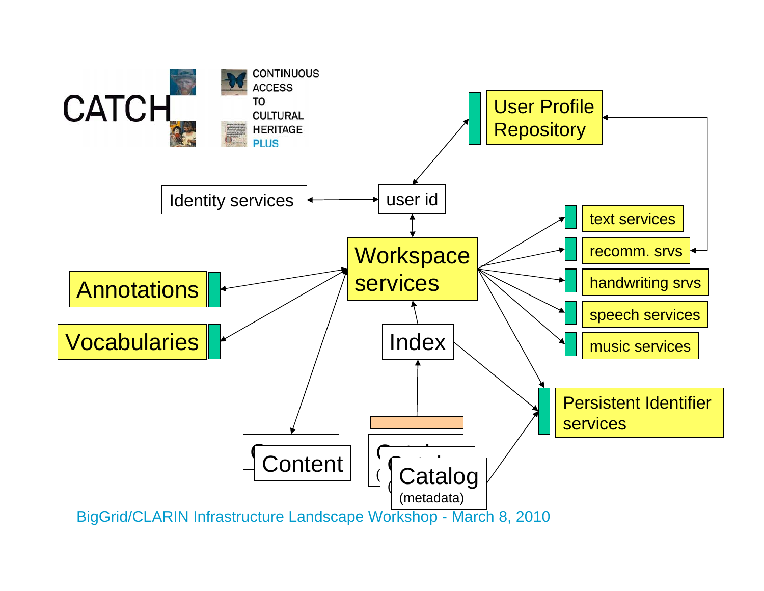CATCH

CONTINUOUS ACCESS TO CULTURAL HERITAGE PLUS

User Profile Repository

Identity services

user id

text services

recomm. srvs

handwriting srvs

speech services

music services

Workspace services

Annotations

Vocabularies

Index

Persistent Identifier services

Content

Catalog (metadata)

BigGrid/CLARIN Infrastructure Landscape Workshop - March 8, 2010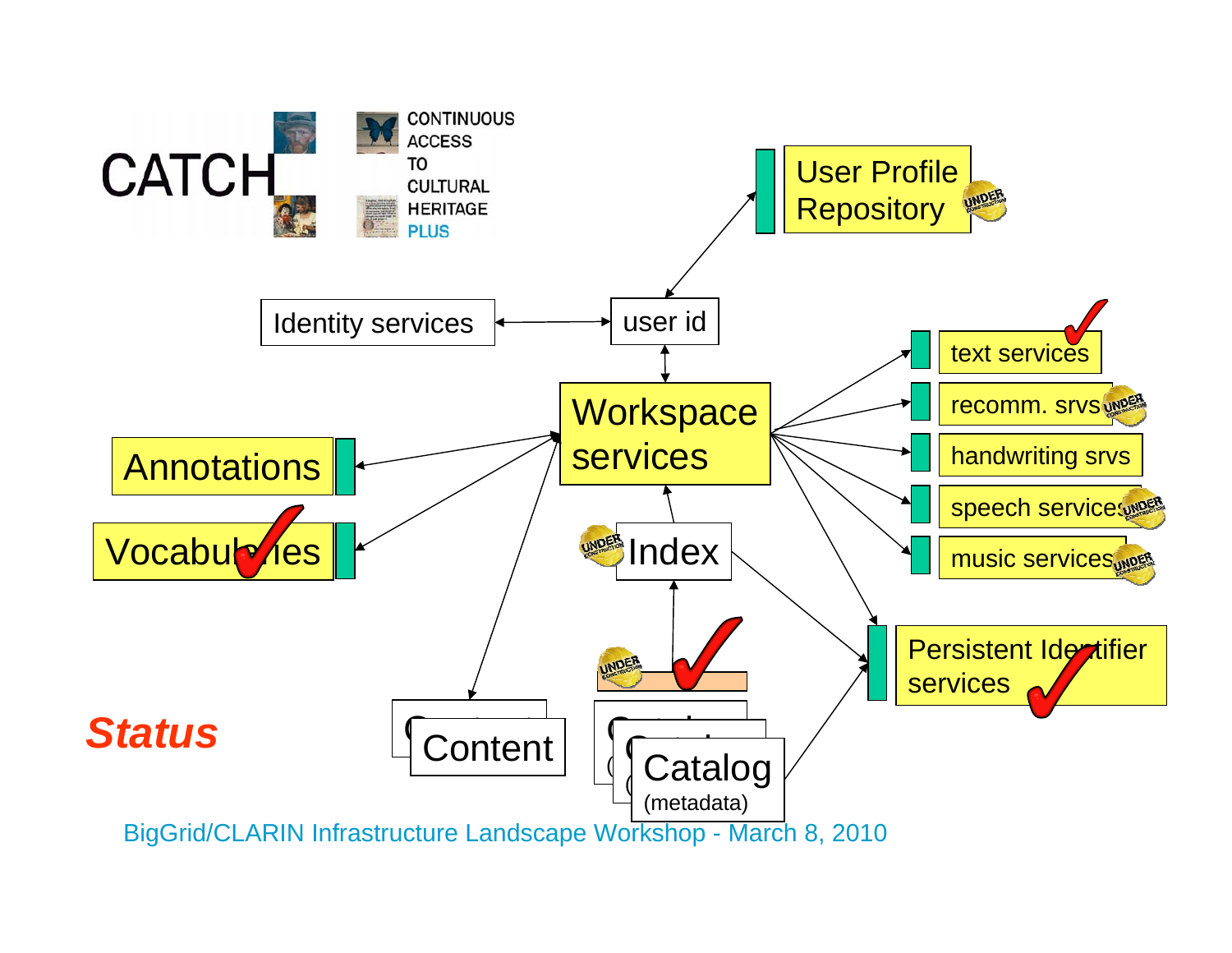CATCH — CONTINUOUS ACCESS TO CULTURAL HERITAGE PLUS

User Profile Repository

Identity services

user id

Workspace services

text services

recomm. srvs

handwriting srvs

speech services

music services

Annotations

Vocabularies

Index

Persistent Identifier services

Content

Catalog (metadata)

***Status***

BigGrid/CLARIN Infrastructure Landscape Workshop - March 8, 2010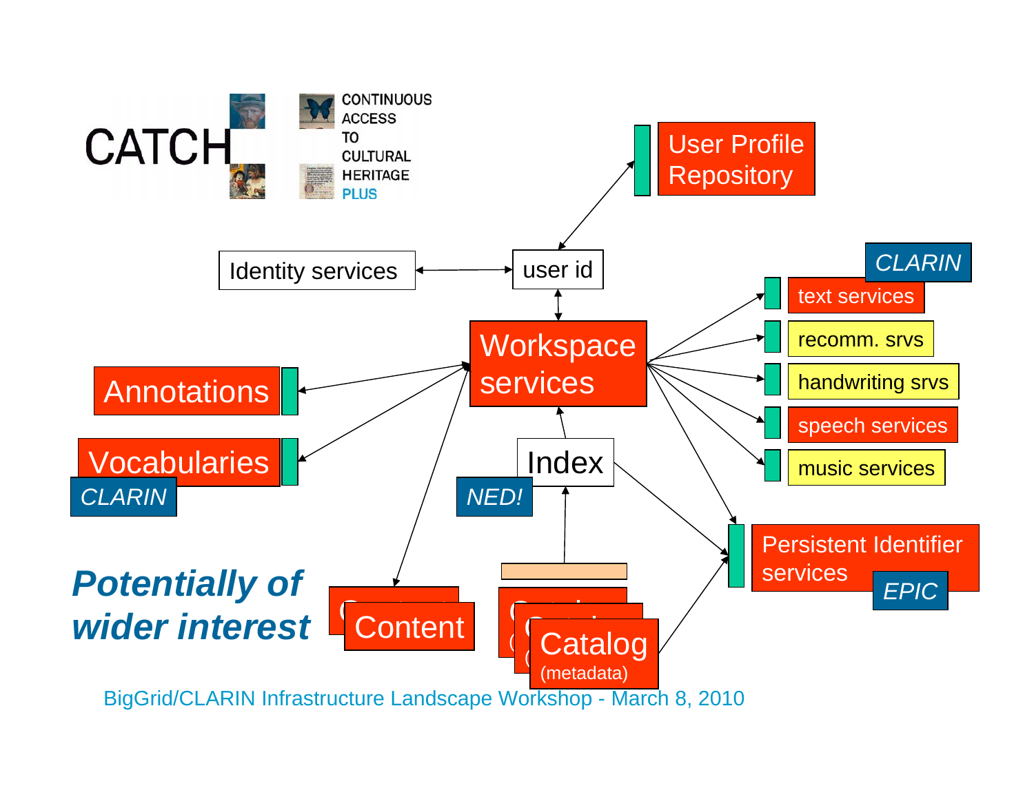CATCH

CONTINUOUS ACCESS TO CULTURAL HERITAGE PLUS

User Profile Repository

Identity services

user id

CLARIN

text services

recomm. srvs

handwriting srvs

speech services

music services

Workspace services

Annotations

Vocabularies

CLARIN

Index

NED!

Persistent Identifier services

EPIC

***Potentially of wider interest***

Content

Catalog (metadata)

BigGrid/CLARIN Infrastructure Landscape Workshop - March 8, 2010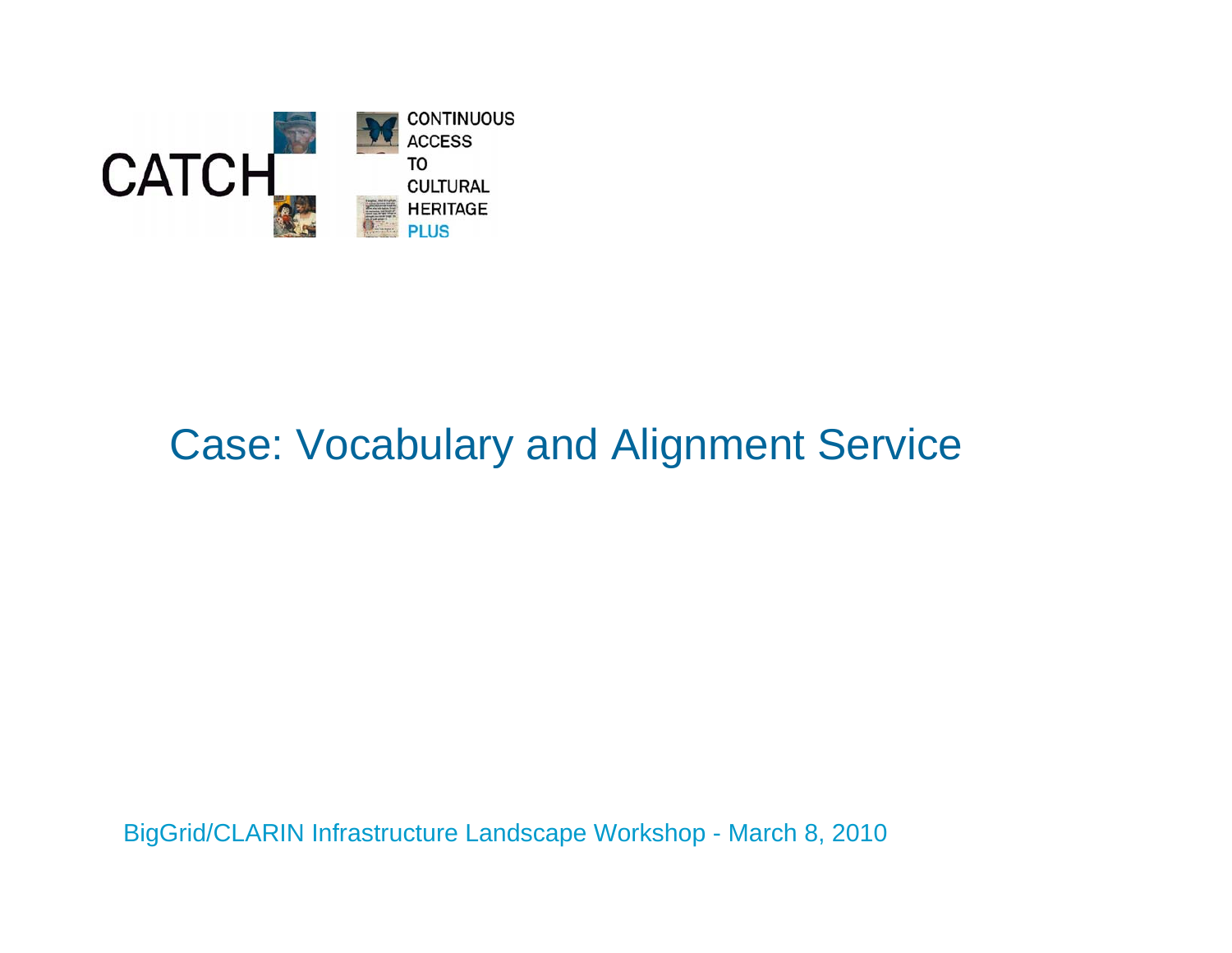CATCH CONTINUOUS ACCESS TO CULTURAL HERITAGE PLUS

# Case: Vocabulary and Alignment Service

BigGrid/CLARIN Infrastructure Landscape Workshop - March 8, 2010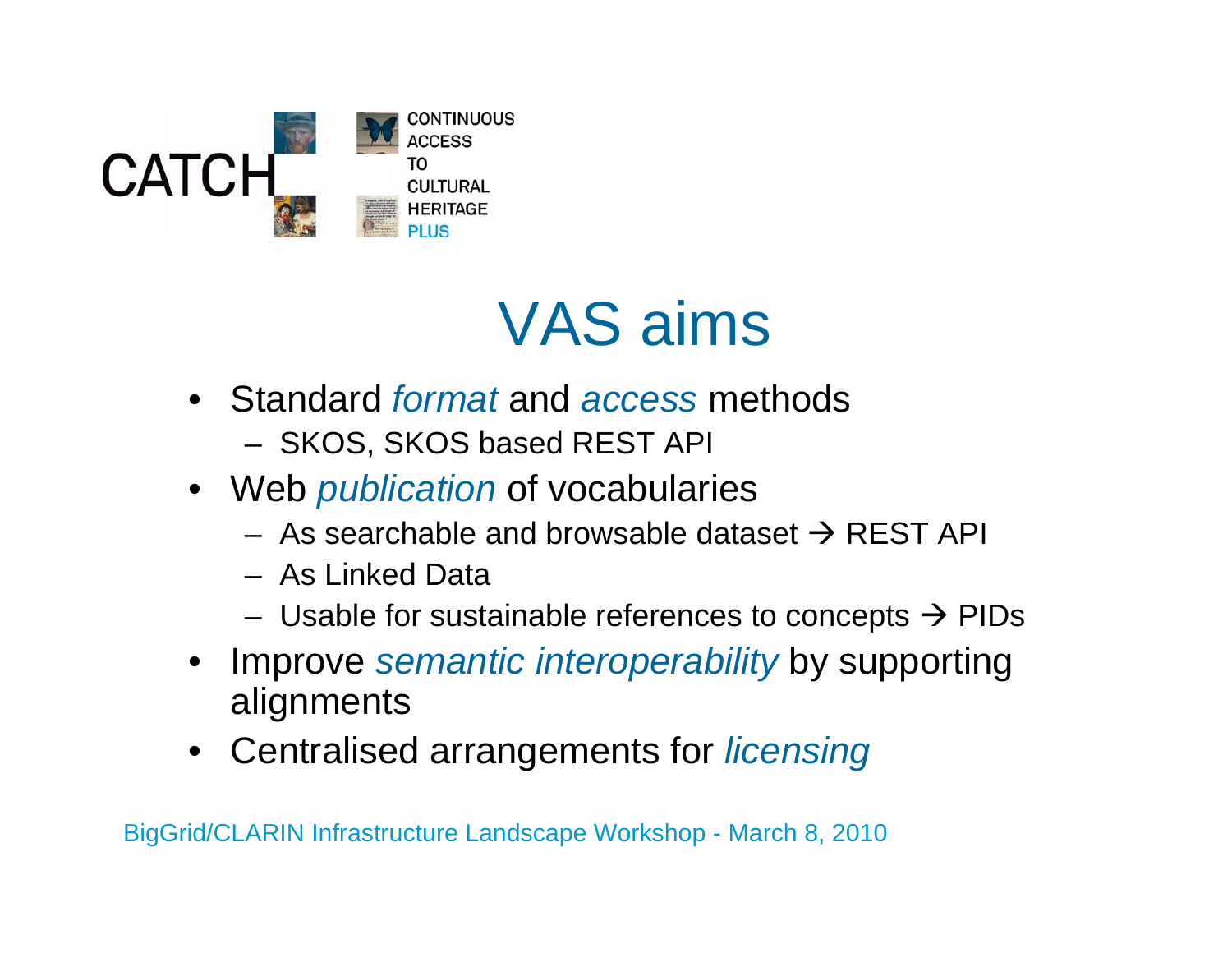# VAS aims

- Standard *format* and *access* methods
  - SKOS, SKOS based REST API
- Web *publication* of vocabularies
  - As searchable and browsable dataset → REST API
  - As Linked Data
  - Usable for sustainable references to concepts → PIDs
- Improve *semantic interoperability* by supporting alignments
- Centralised arrangements for *licensing*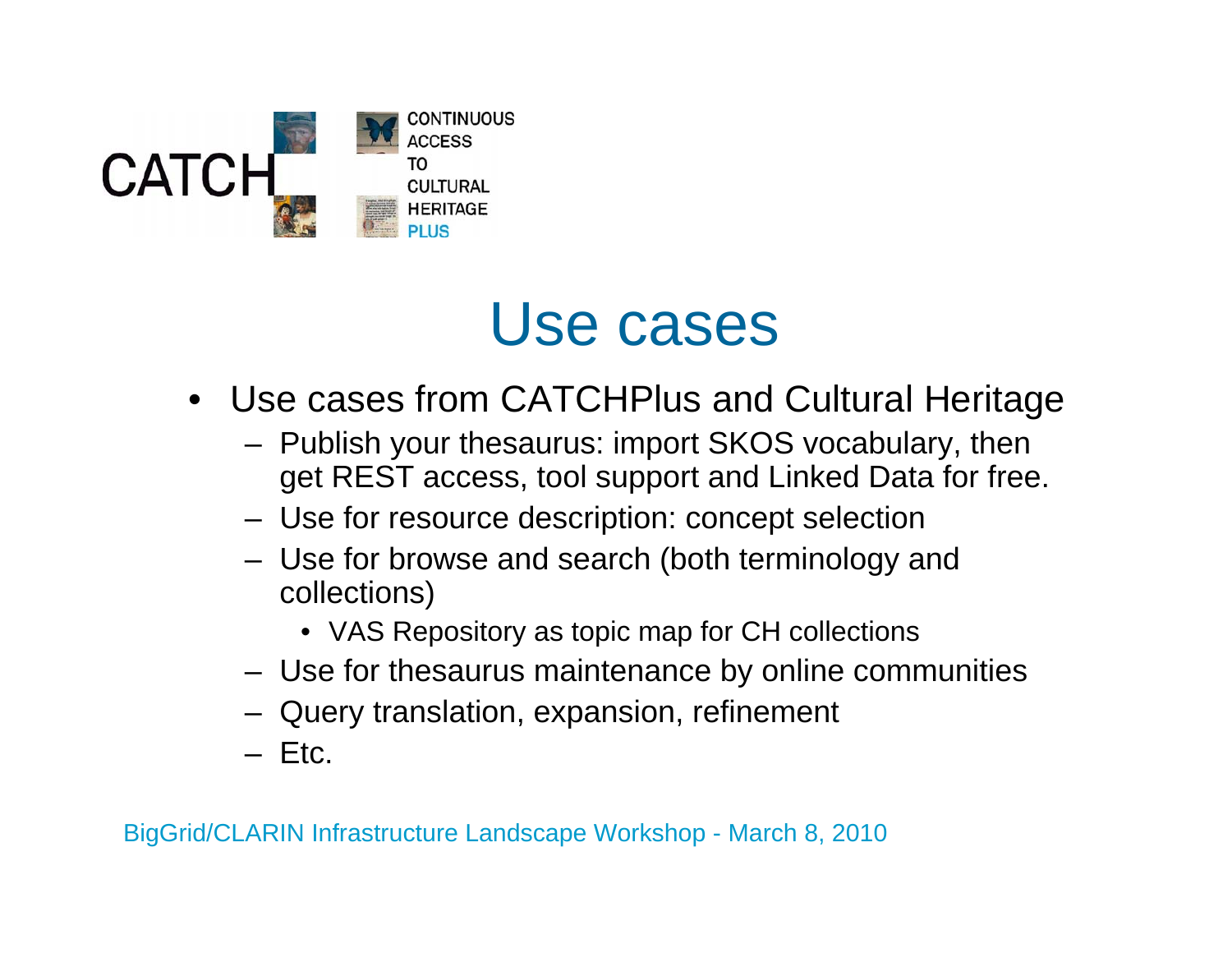# Use cases

- Use cases from CATCHPlus and Cultural Heritage
  - Publish your thesaurus: import SKOS vocabulary, then get REST access, tool support and Linked Data for free.
  - Use for resource description: concept selection
  - Use for browse and search (both terminology and collections)
    - VAS Repository as topic map for CH collections
  - Use for thesaurus maintenance by online communities
  - Query translation, expansion, refinement
  - Etc.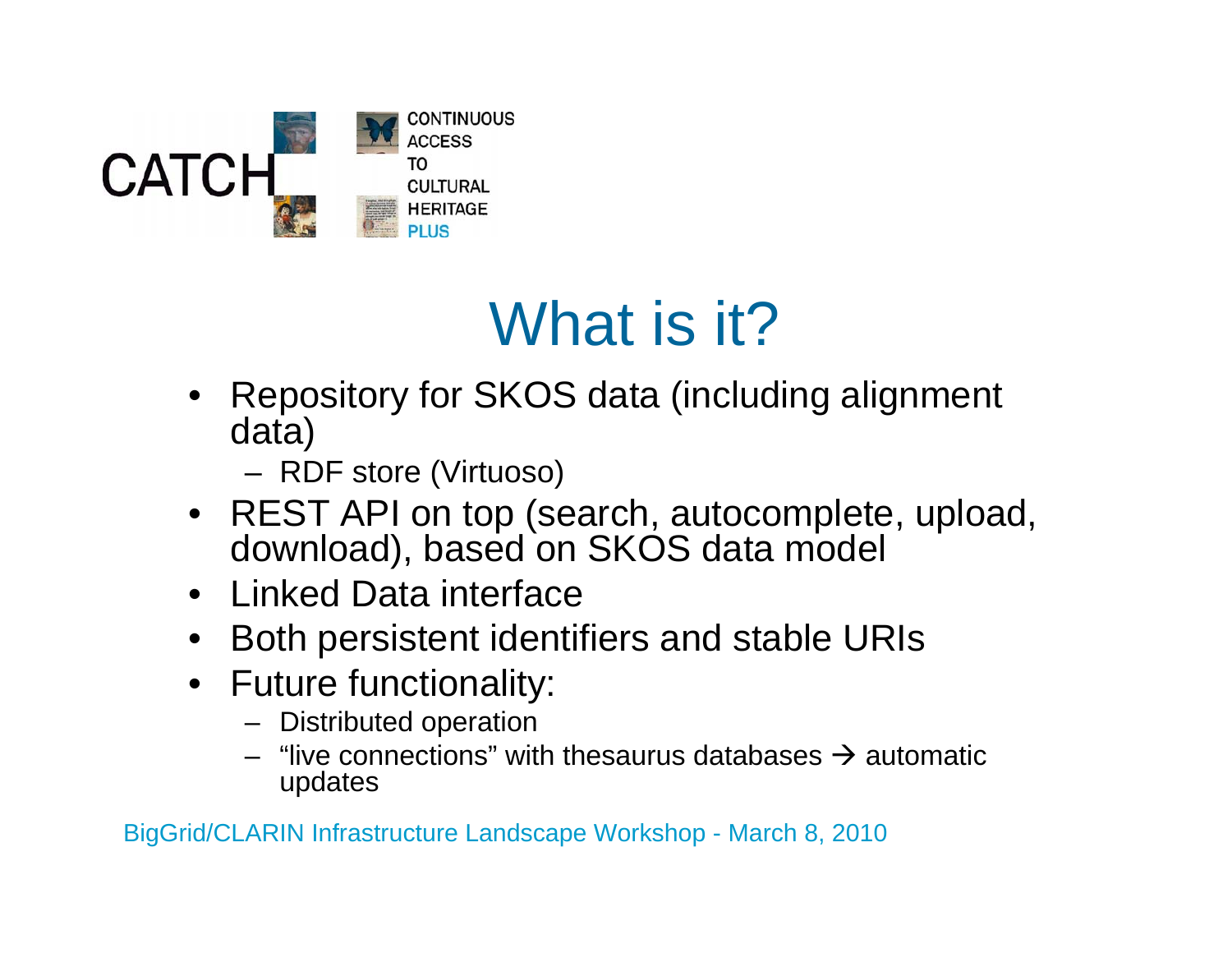CATCH CONTINUOUS ACCESS TO CULTURAL HERITAGE PLUS

# What is it?

- Repository for SKOS data (including alignment data)
  - RDF store (Virtuoso)
- REST API on top (search, autocomplete, upload, download), based on SKOS data model
- Linked Data interface
- Both persistent identifiers and stable URIs
- Future functionality:
  - Distributed operation
  - "live connections" with thesaurus databases → automatic updates

BigGrid/CLARIN Infrastructure Landscape Workshop - March 8, 2010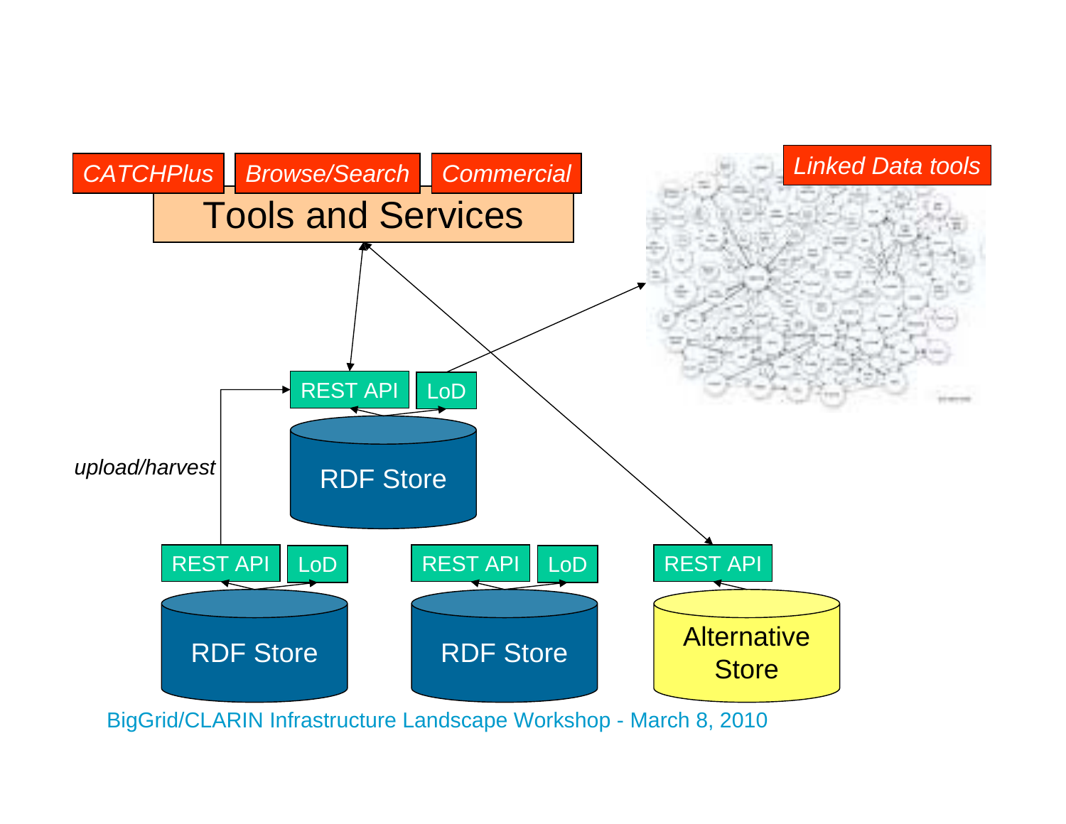CATCHPlus

Browse/Search

Commercial

Tools and Services

Linked Data tools

REST API

LoD

RDF Store

*upload/harvest*

REST API

LoD

RDF Store

REST API

LoD

RDF Store

REST API

Alternative Store

BigGrid/CLARIN Infrastructure Landscape Workshop - March 8, 2010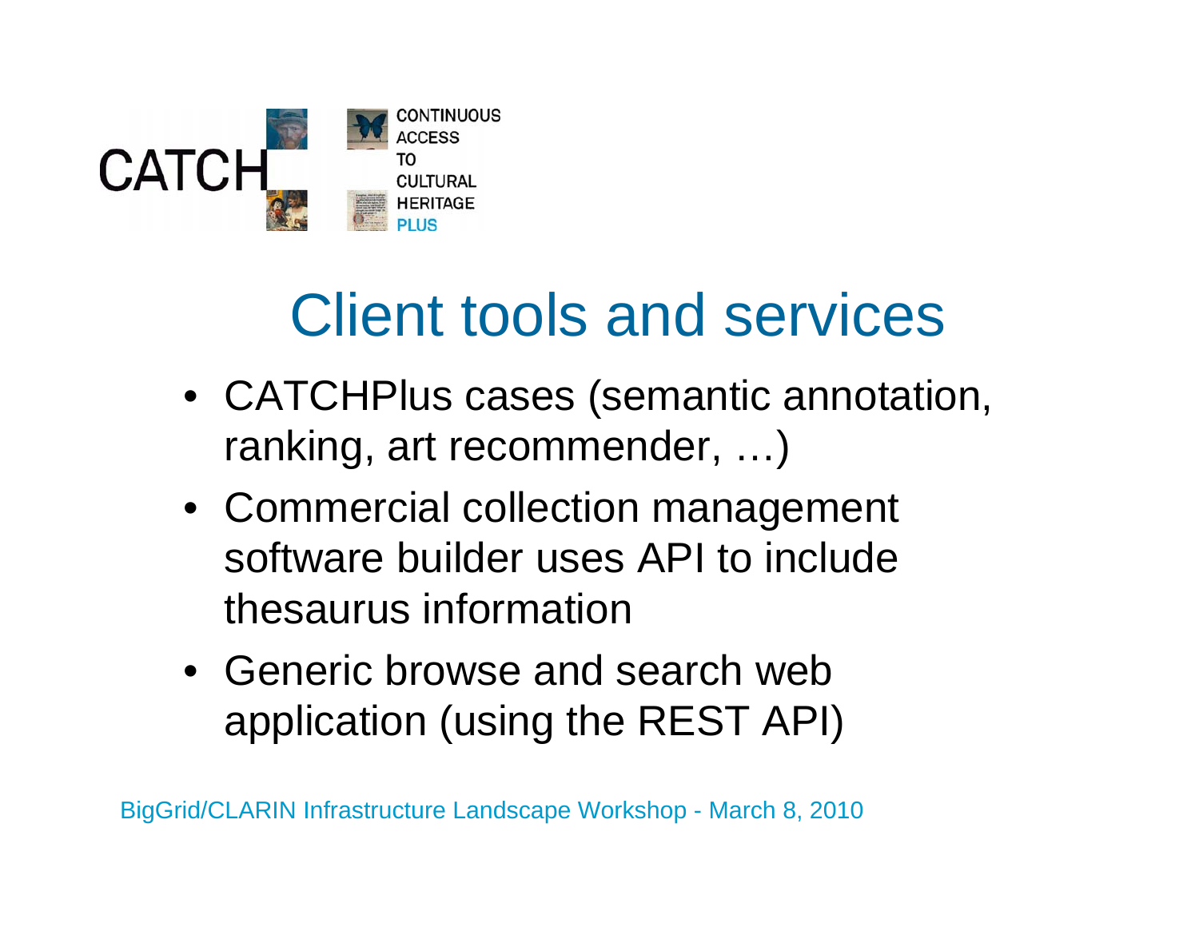# Client tools and services

- CATCHPlus cases (semantic annotation, ranking, art recommender, …)
- Commercial collection management software builder uses API to include thesaurus information
- Generic browse and search web application (using the REST API)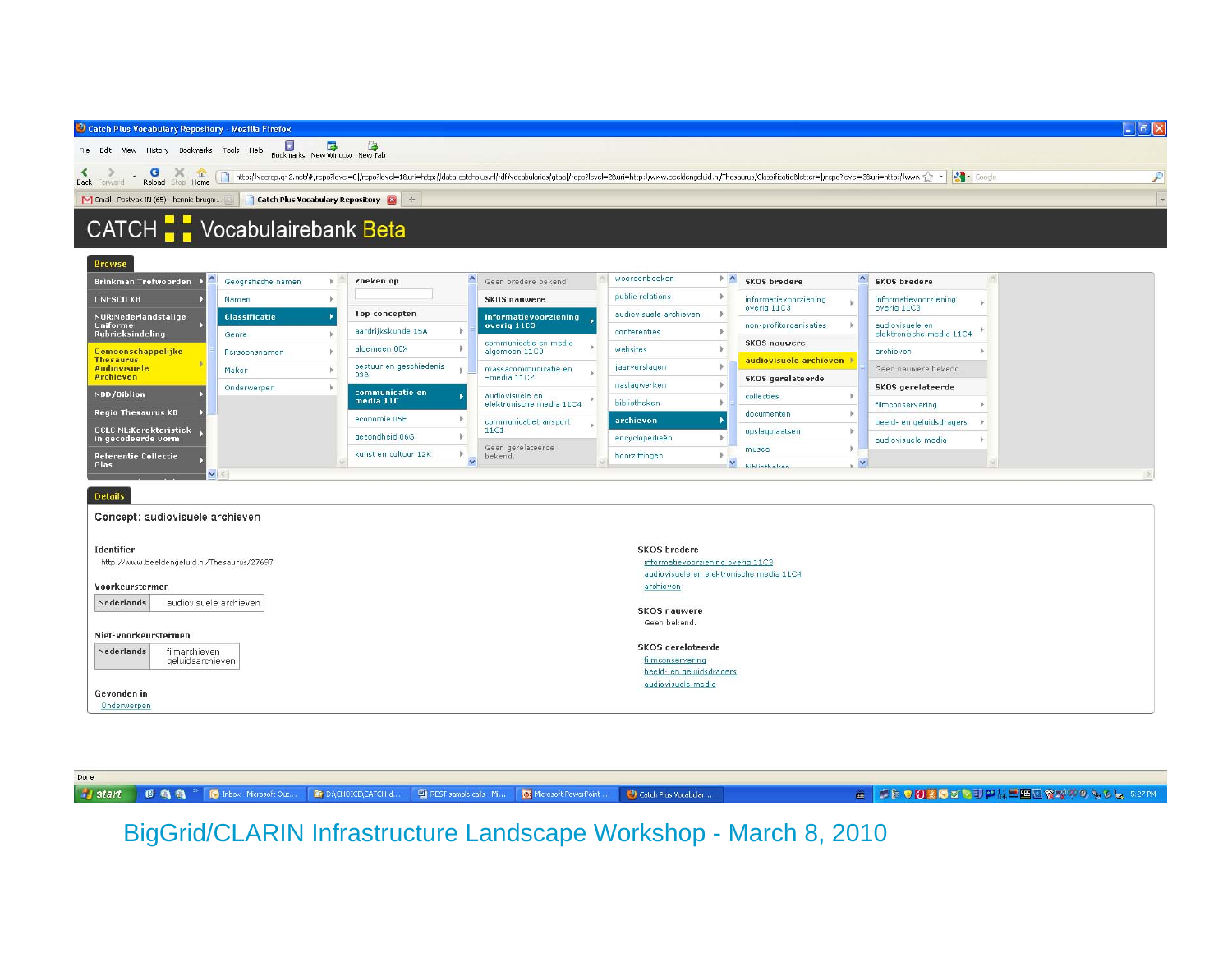CATCH Vocabulairebank Beta

Browse

| | | | | | | |
|---|---|---|---|---|---|---|
| Brinkman Trefwoorden | Geografische namen | Zoeken op | Geen bredere bekend. | woordenboeken | SKOS bredere | SKOS bredere |
| UNESCO KB | Namen | | SKOS nauwere | public relations | informatievoorziening overig 11C3 | informatievoorziening overig 11C3 |
| NUR:Nederlandstalige Uniforme Rubrieksindeling | Classificatie | Top concepten | informatievoorziening overig 11C3 | audiovisuele archieven | non-profitorganisaties | audiovisuele en elektronische media 11C4 |
| Gemeenschappelijke Thesaurus Audiovisuele Archieven | Genre | aardrijkskunde 15A | communicatie en media algemeen 11C0 | conferenties | SKOS nauwere | archieven |
| NBD/Biblion | Persoonsnamen | algemeen 00X | massacommunicatie en -media 11C2 | websites | audiovisuele archieven | Geen nauwere bekend. |
| Regio Thesaurus KB | Maker | bestuur en geschiedenis 03B | audiovisuele en elektronische media 11C4 | jaarverslagen | SKOS gerelateerde | SKOS gerelateerde |
| OCLC NL:Karakteristiek in gecodeerde vorm | Onderwerpen | communicatie en media 11C | communicatietransport 11C1 | naslagwerken | collecties | filmconservering |
| Referentie Collectie Glas | | economie 05E | Geen gerelateerde bekend. | bibliotheken | documenten | beeld- en geluidsdragers |
| | | gezondheid 06G | | archieven | opslagplaatsen | audiovisuele media |
| | | kunst en cultuur 12K | | encyclopedieën | musea | |
| | | | | hoorzittingen | bibliotheken | |

Details

Concept: audiovisuele archieven

**Identifier**
http://www.beeldengeluid.nl/Thesaurus/27697

**Voorkeurstermen**

| Nederlands | audiovisuele archieven |
|---|---|

**Niet-voorkeurstermen**

| Nederlands | filmarchieven<br>geluidsarchieven |
|---|---|

**Gevonden in**
Onderwerpen

**SKOS bredere**
informatievoorziening overig 11C3
audiovisuele en elektronische media 11C4
archieven

**SKOS nauwere**
Geen bekend.

**SKOS gerelateerde**
filmconservering
beeld- en geluidsdragers
audiovisuele media

BigGrid/CLARIN Infrastructure Landscape Workshop - March 8, 2010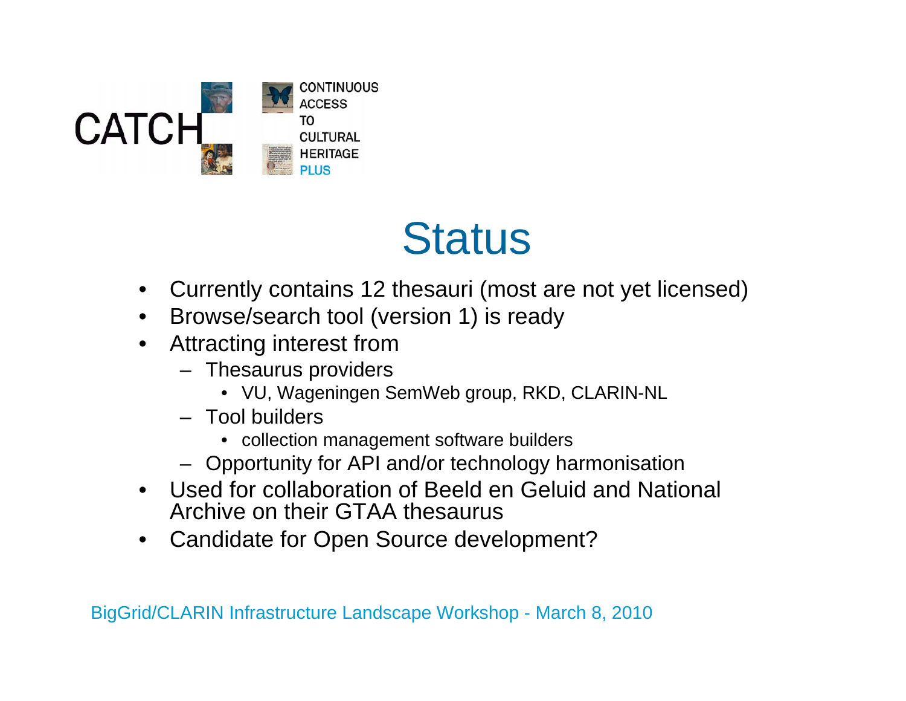CATCH CONTINUOUS ACCESS TO CULTURAL HERITAGE PLUS

# Status

- Currently contains 12 thesauri (most are not yet licensed)
- Browse/search tool (version 1) is ready
- Attracting interest from
  - Thesaurus providers
    - VU, Wageningen SemWeb group, RKD, CLARIN-NL
  - Tool builders
    - collection management software builders
  - Opportunity for API and/or technology harmonisation
- Used for collaboration of Beeld en Geluid and National Archive on their GTAA thesaurus
- Candidate for Open Source development?

BigGrid/CLARIN Infrastructure Landscape Workshop - March 8, 2010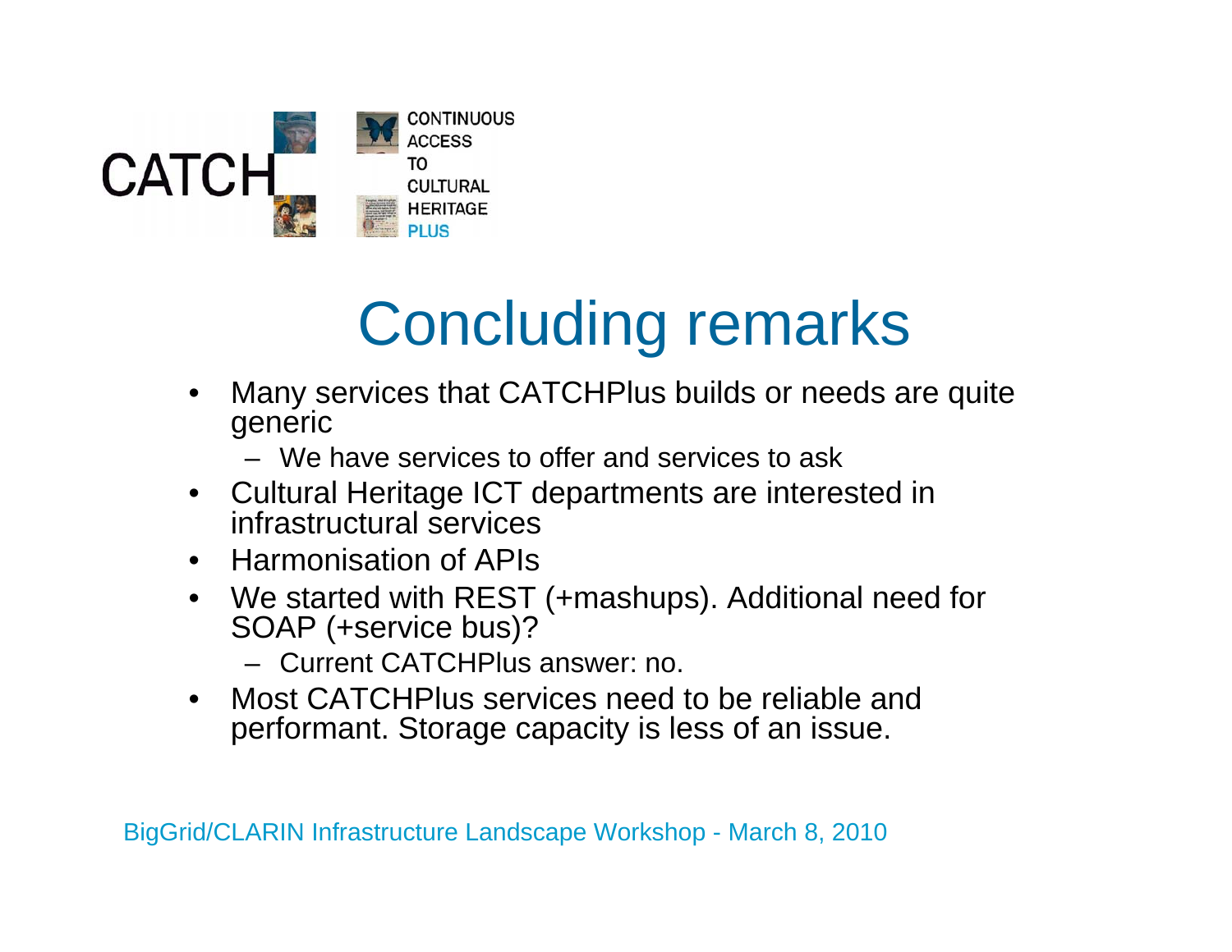# Concluding remarks

- Many services that CATCHPlus builds or needs are quite generic
  - We have services to offer and services to ask
- Cultural Heritage ICT departments are interested in infrastructural services
- Harmonisation of APIs
- We started with REST (+mashups). Additional need for SOAP (+service bus)?
  - Current CATCHPlus answer: no.
- Most CATCHPlus services need to be reliable and performant. Storage capacity is less of an issue.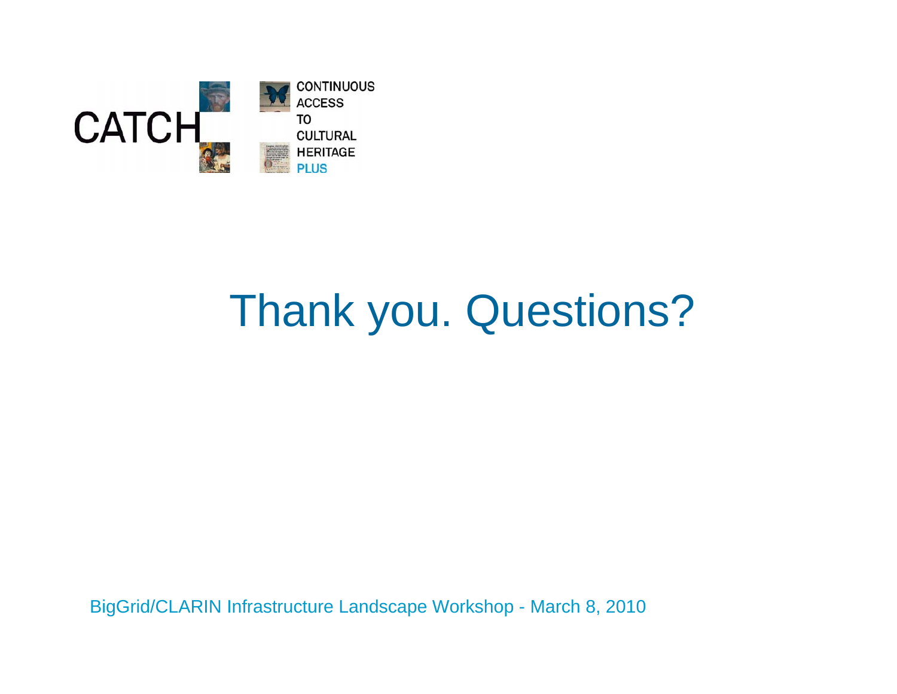CATCH

CONTINUOUS ACCESS TO CULTURAL HERITAGE PLUS

# Thank you. Questions?

BigGrid/CLARIN Infrastructure Landscape Workshop - March 8, 2010